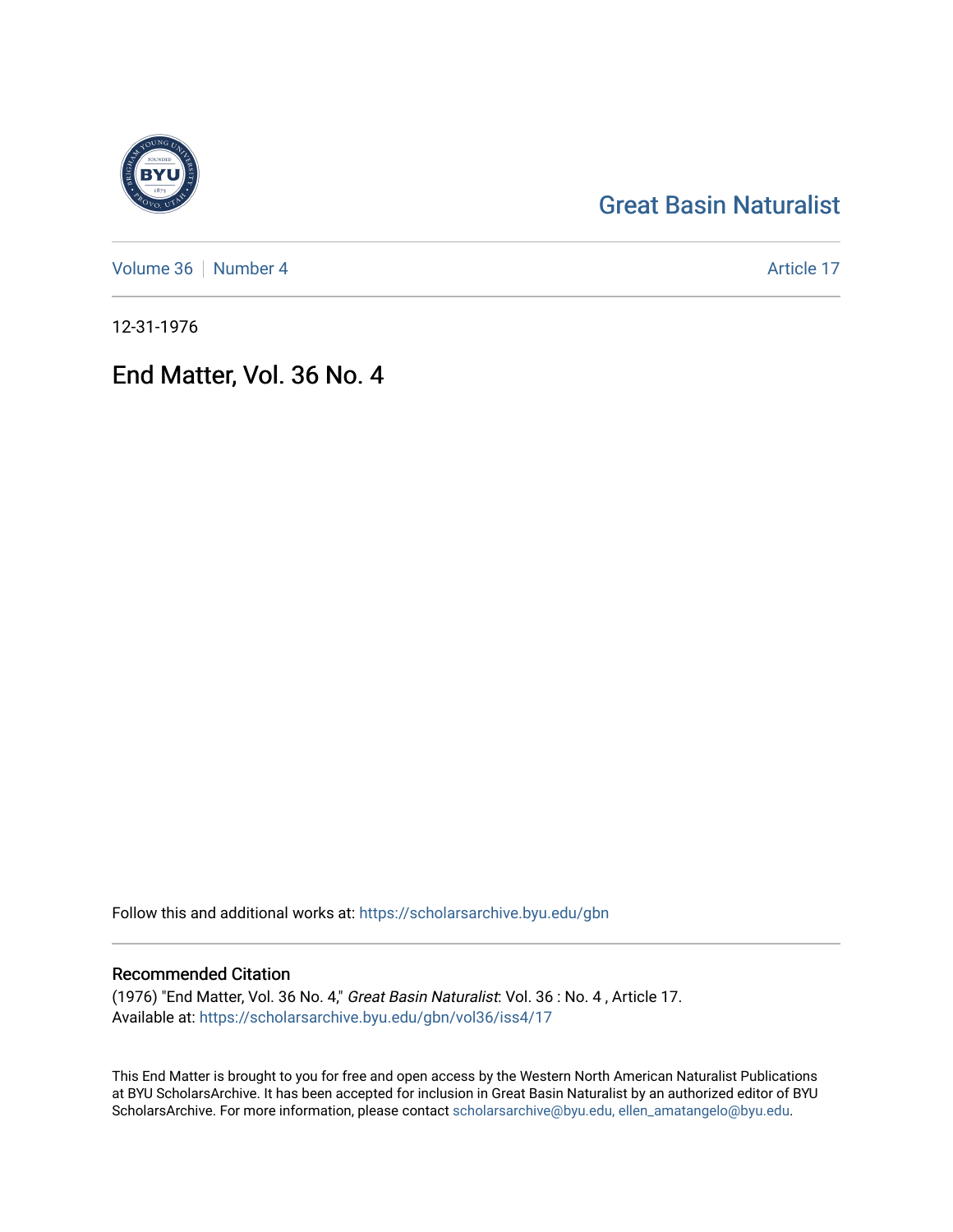Great Basin Naturalist

Volume 36 | Number 4 Article 17

12-31-1976

# End Matter, Vol. 36 No. 4

Follow this and additional works at: https://scholarsarchive.byu.edu/gbn

## Recommended Citation

(1976) "End Matter, Vol. 36 No. 4," *Great Basin Naturalist*: Vol. 36 : No. 4 , Article 17.
Available at: https://scholarsarchive.byu.edu/gbn/vol36/iss4/17

This End Matter is brought to you for free and open access by the Western North American Naturalist Publications at BYU ScholarsArchive. It has been accepted for inclusion in Great Basin Naturalist by an authorized editor of BYU ScholarsArchive. For more information, please contact scholarsarchive@byu.edu, ellen_amatangelo@byu.edu.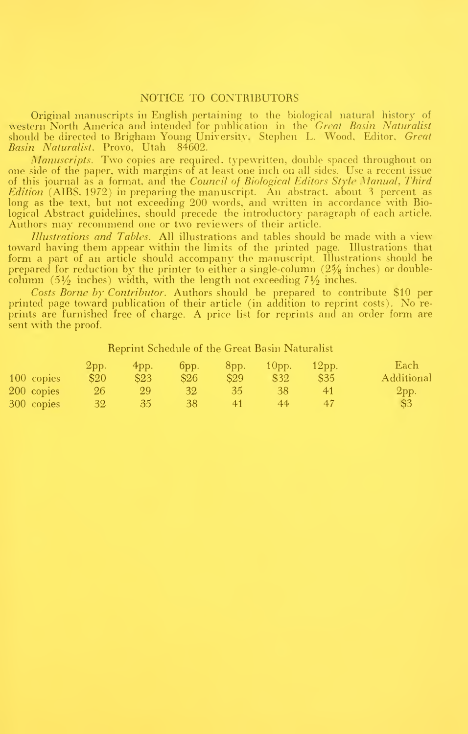## NOTICE TO CONTRIBUTORS

Original manuscripts in English pertaining to the biological natural history of western North America and intended for publication in the *Great Basin Naturalist* should be directed to Brigham Young University, Stephen L. Wood, Editor, *Great Basin Naturalist*, Provo, Utah 84602.

*Manuscripts*. Two copies are required, typewritten, double spaced throughout on one side of the paper, with margins of at least one inch on all sides. Use a recent issue of this journal as a format, and the *Council of Biological Editors Style Manual, Third Edition* (AIBS, 1972) in preparing the manuscript. An abstract, about 3 percent as long as the text, but not exceeding 200 words, and written in accordance with Biological Abstract guidelines, should precede the introductory paragraph of each article. Authors may recommend one or two reviewers of their article.

*Illustrations and Tables*. All illustrations and tables should be made with a view toward having them appear within the limits of the printed page. Illustrations that form a part of an article should accompany the manuscript. Illustrations should be prepared for reduction by the printer to either a single-column (2⅝ inches) or double-column (5½ inches) width, with the length not exceeding 7½ inches.

*Costs Borne by Contributor*. Authors should be prepared to contribute $10 per printed page toward publication of their article (in addition to reprint costs). No reprints are furnished free of charge. A price list for reprints and an order form are sent with the proof.

Reprint Schedule of the Great Basin Naturalist

| | 2pp. | 4pp. | 6pp. | 8pp. | 10pp. | 12pp. | Each Additional 2pp. |
|---|---|---|---|---|---|---|---|
| 100 copies | $20 | $23 | $26 | $29 | $32 | $35 | $3 |
| 200 copies | 26 | 29 | 32 | 35 | 38 | 41 | |
| 300 copies | 32 | 35 | 38 | 41 | 44 | 47 | |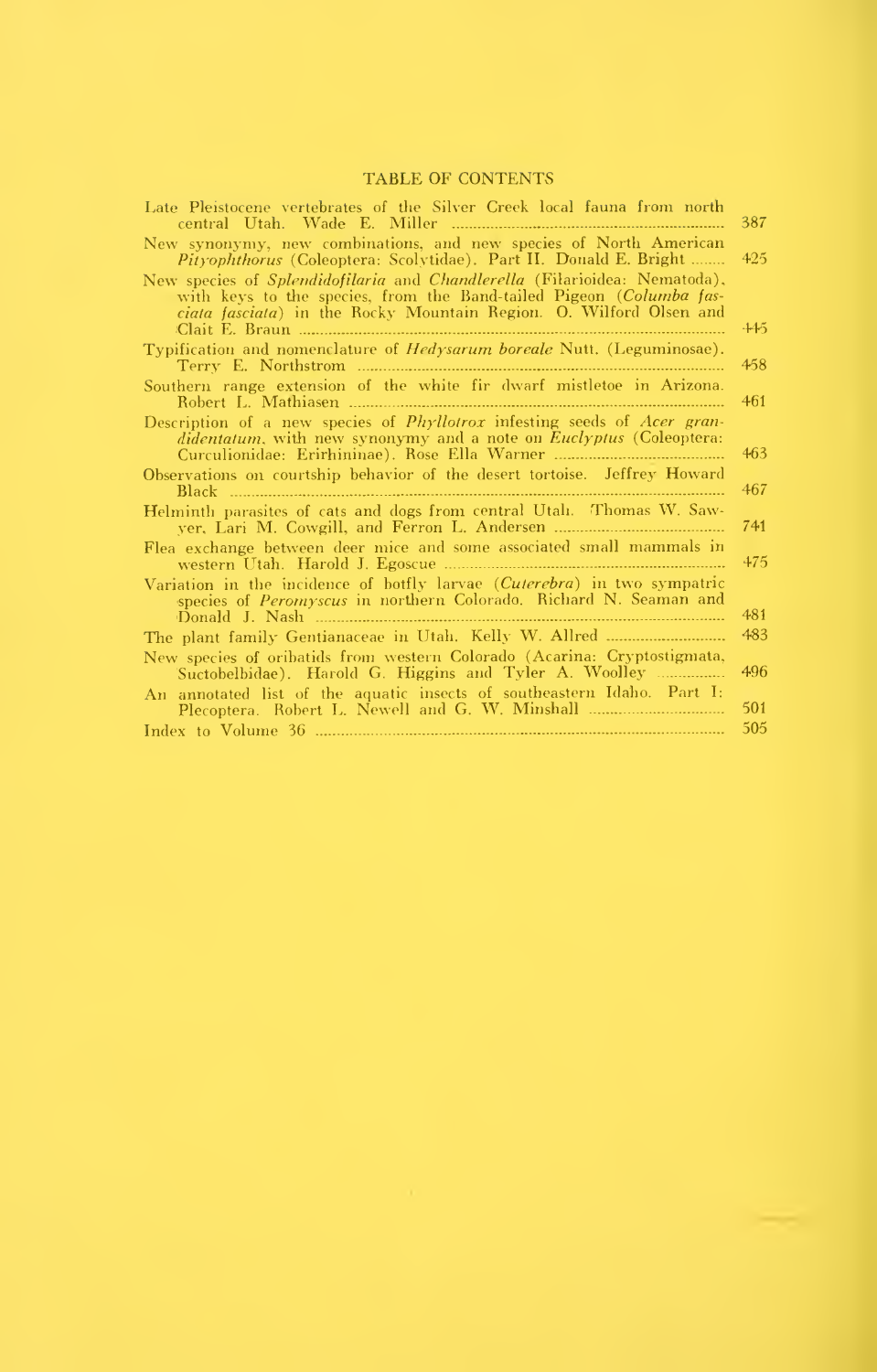## TABLE OF CONTENTS

| | |
|---|---|
| Late Pleistocene vertebrates of the Silver Creek local fauna from north central Utah. Wade E. Miller | 387 |
| New synonymy, new combinations, and new species of North American *Pityophthorus* (Coleoptera: Scolytidae). Part II. Donald E. Bright | 425 |
| New species of *Splendidofilaria* and *Chandlerella* (Filarioidea: Nematoda), with keys to the species, from the Band-tailed Pigeon (*Columba fasciata fasciata*) in the Rocky Mountain Region. O. Wilford Olsen and Clait E. Braun | 445 |
| Typification and nomenclature of *Hedysarum boreale* Nutt. (Leguminosae). Terry E. Northstrom | 458 |
| Southern range extension of the white fir dwarf mistletoe in Arizona. Robert L. Mathiasen | 461 |
| Description of a new species of *Phyllotrox* infesting seeds of *Acer grandidentatum*, with new synonymy and a note on *Euclyptus* (Coleoptera: Curculionidae: Erirhininae). Rose Ella Warner | 463 |
| Observations on courtship behavior of the desert tortoise. Jeffrey Howard Black | 467 |
| Helminth parasites of cats and dogs from central Utah. Thomas W. Sawyer, Lari M. Cowgill, and Ferron L. Andersen | 741 |
| Flea exchange between deer mice and some associated small mammals in western Utah. Harold J. Egoscue | 475 |
| Variation in the incidence of botfly larvae (*Cuterebra*) in two sympatric species of *Peromyscus* in northern Colorado. Richard N. Seaman and Donald J. Nash | 481 |
| The plant family Gentianaceae in Utah. Kelly W. Allred | 483 |
| New species of oribatids from western Colorado (Acarina: Cryptostigmata, Suctobelbidae). Harold G. Higgins and Tyler A. Woolley | 496 |
| An annotated list of the aquatic insects of southeastern Idaho. Part I: Plecoptera. Robert L. Newell and G. W. Minshall | 501 |
| Index to Volume 36 | 505 |